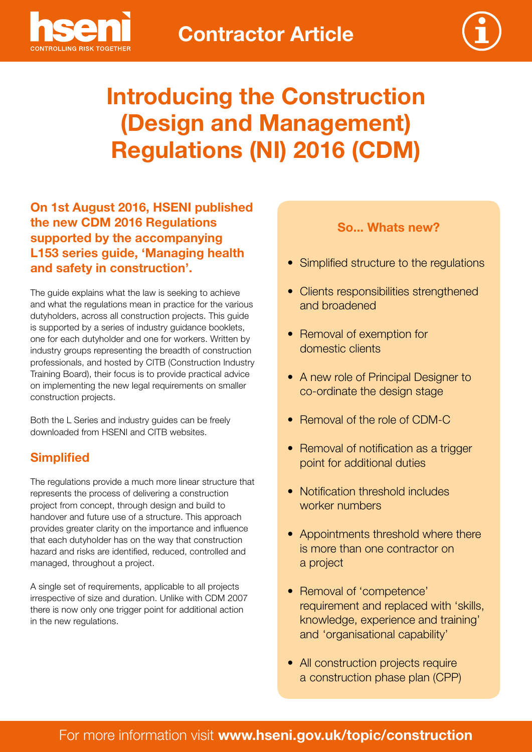Contractor Article

# Introducing the Construction (Design and Management) Regulations (NI) 2016 (CDM)

**On 1st August 2016, HSENI published the new CDM 2016 Regulations supported by the accompanying L153 series guide, 'Managing health and safety in construction'.**

The guide explains what the law is seeking to achieve and what the regulations mean in practice for the various dutyholders, across all construction projects. This guide is supported by a series of industry guidance booklets, one for each dutyholder and one for workers. Written by industry groups representing the breadth of construction professionals, and hosted by CITB (Construction Industry Training Board), their focus is to provide practical advice on implementing the new legal requirements on smaller construction projects.

Both the L Series and industry guides can be freely downloaded from HSENI and CITB websites.

## Simplified

The regulations provide a much more linear structure that represents the process of delivering a construction project from concept, through design and build to handover and future use of a structure. This approach provides greater clarity on the importance and influence that each dutyholder has on the way that construction hazard and risks are identified, reduced, controlled and managed, throughout a project.

A single set of requirements, applicable to all projects irrespective of size and duration. Unlike with CDM 2007 there is now only one trigger point for additional action in the new regulations.

### So... Whats new?

- Simplified structure to the regulations
- Clients responsibilities strengthened and broadened
- Removal of exemption for domestic clients
- A new role of Principal Designer to co-ordinate the design stage
- Removal of the role of CDM-C
- Removal of notification as a trigger point for additional duties
- Notification threshold includes worker numbers
- Appointments threshold where there is more than one contractor on a project
- Removal of 'competence' requirement and replaced with 'skills, knowledge, experience and training' and 'organisational capability'
- All construction projects require a construction phase plan (CPP)

For more information visit **www.hseni.gov.uk/topic/construction**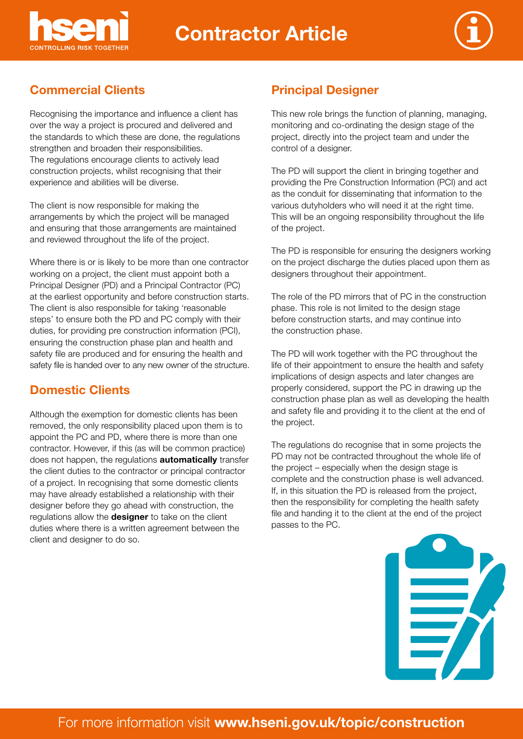## Commercial Clients

Recognising the importance and influence a client has over the way a project is procured and delivered and the standards to which these are done, the regulations strengthen and broaden their responsibilities. The regulations encourage clients to actively lead construction projects, whilst recognising that their experience and abilities will be diverse.

The client is now responsible for making the arrangements by which the project will be managed and ensuring that those arrangements are maintained and reviewed throughout the life of the project.

Where there is or is likely to be more than one contractor working on a project, the client must appoint both a Principal Designer (PD) and a Principal Contractor (PC) at the earliest opportunity and before construction starts. The client is also responsible for taking 'reasonable steps' to ensure both the PD and PC comply with their duties, for providing pre construction information (PCI), ensuring the construction phase plan and health and safety file are produced and for ensuring the health and safety file is handed over to any new owner of the structure.

## Domestic Clients

Although the exemption for domestic clients has been removed, the only responsibility placed upon them is to appoint the PC and PD, where there is more than one contractor. However, if this (as will be common practice) does not happen, the regulations **automatically** transfer the client duties to the contractor or principal contractor of a project. In recognising that some domestic clients may have already established a relationship with their designer before they go ahead with construction, the regulations allow the **designer** to take on the client duties where there is a written agreement between the client and designer to do so.

## Principal Designer

This new role brings the function of planning, managing, monitoring and co-ordinating the design stage of the project, directly into the project team and under the control of a designer.

The PD will support the client in bringing together and providing the Pre Construction Information (PCI) and act as the conduit for disseminating that information to the various dutyholders who will need it at the right time. This will be an ongoing responsibility throughout the life of the project.

The PD is responsible for ensuring the designers working on the project discharge the duties placed upon them as designers throughout their appointment.

The role of the PD mirrors that of PC in the construction phase. This role is not limited to the design stage before construction starts, and may continue into the construction phase.

The PD will work together with the PC throughout the life of their appointment to ensure the health and safety implications of design aspects and later changes are properly considered, support the PC in drawing up the construction phase plan as well as developing the health and safety file and providing it to the client at the end of the project.

The regulations do recognise that in some projects the PD may not be contracted throughout the whole life of the project – especially when the design stage is complete and the construction phase is well advanced. If, in this situation the PD is released from the project, then the responsibility for completing the health safety file and handing it to the client at the end of the project passes to the PC.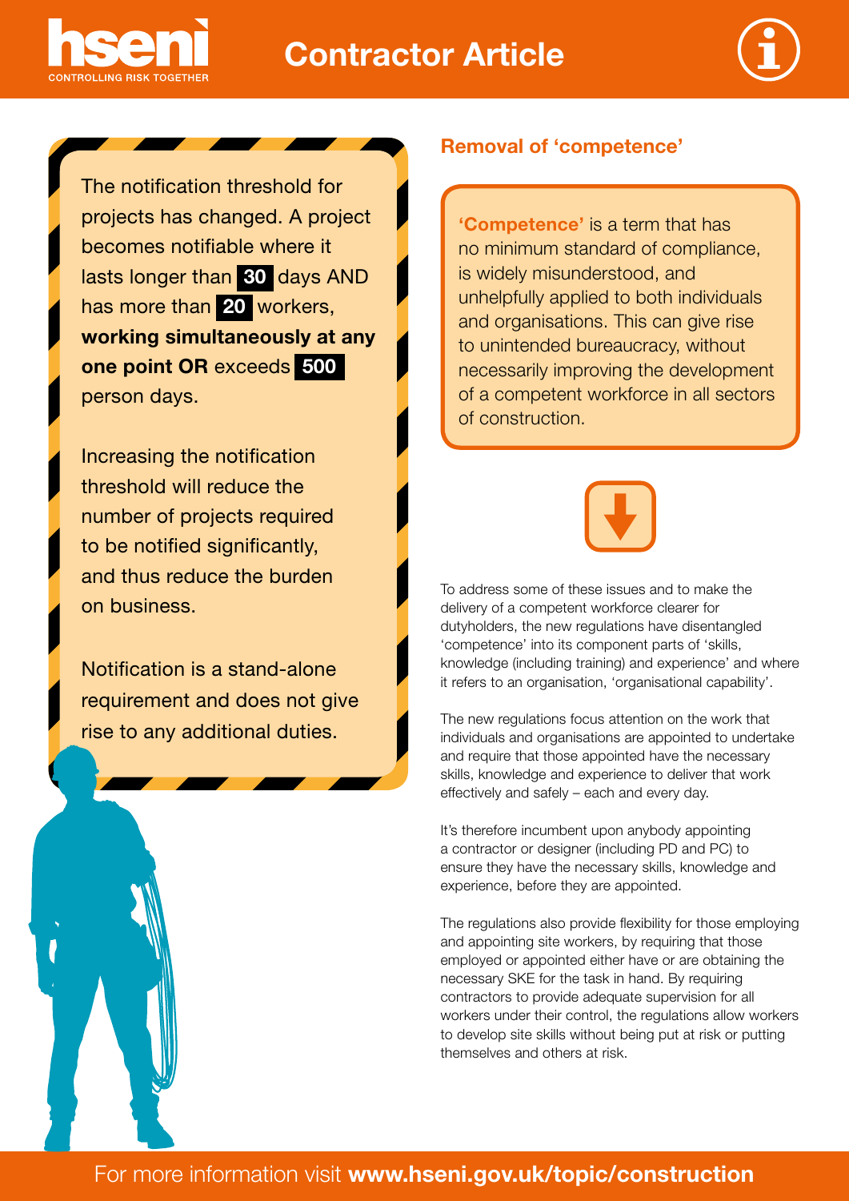# Contractor Article

The notification threshold for projects has changed. A project becomes notifiable where it lasts longer than **30** days AND has more than **20** workers, **working simultaneously at any one point OR** exceeds **500** person days.

Increasing the notification threshold will reduce the number of projects required to be notified significantly, and thus reduce the burden on business.

Notification is a stand-alone requirement and does not give rise to any additional duties.

## Removal of 'competence'

**'Competence'** is a term that has no minimum standard of compliance, is widely misunderstood, and unhelpfully applied to both individuals and organisations. This can give rise to unintended bureaucracy, without necessarily improving the development of a competent workforce in all sectors of construction.

To address some of these issues and to make the delivery of a competent workforce clearer for dutyholders, the new regulations have disentangled 'competence' into its component parts of 'skills, knowledge (including training) and experience' and where it refers to an organisation, 'organisational capability'.

The new regulations focus attention on the work that individuals and organisations are appointed to undertake and require that those appointed have the necessary skills, knowledge and experience to deliver that work effectively and safely – each and every day.

It's therefore incumbent upon anybody appointing a contractor or designer (including PD and PC) to ensure they have the necessary skills, knowledge and experience, before they are appointed.

The regulations also provide flexibility for those employing and appointing site workers, by requiring that those employed or appointed either have or are obtaining the necessary SKE for the task in hand. By requiring contractors to provide adequate supervision for all workers under their control, the regulations allow workers to develop site skills without being put at risk or putting themselves and others at risk.

For more information visit **www.hseni.gov.uk/topic/construction**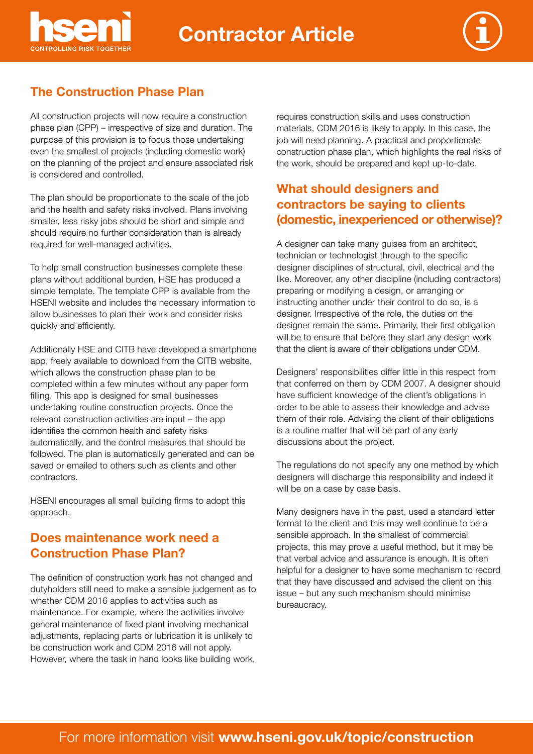# Contractor Article

## The Construction Phase Plan

All construction projects will now require a construction phase plan (CPP) – irrespective of size and duration. The purpose of this provision is to focus those undertaking even the smallest of projects (including domestic work) on the planning of the project and ensure associated risk is considered and controlled.

The plan should be proportionate to the scale of the job and the health and safety risks involved. Plans involving smaller, less risky jobs should be short and simple and should require no further consideration than is already required for well-managed activities.

To help small construction businesses complete these plans without additional burden, HSE has produced a simple template. The template CPP is available from the HSENI website and includes the necessary information to allow businesses to plan their work and consider risks quickly and efficiently.

Additionally HSE and CITB have developed a smartphone app, freely available to download from the CITB website, which allows the construction phase plan to be completed within a few minutes without any paper form filling. This app is designed for small businesses undertaking routine construction projects. Once the relevant construction activities are input – the app identifies the common health and safety risks automatically, and the control measures that should be followed. The plan is automatically generated and can be saved or emailed to others such as clients and other contractors.

HSENI encourages all small building firms to adopt this approach.

## Does maintenance work need a Construction Phase Plan?

The definition of construction work has not changed and dutyholders still need to make a sensible judgement as to whether CDM 2016 applies to activities such as maintenance. For example, where the activities involve general maintenance of fixed plant involving mechanical adjustments, replacing parts or lubrication it is unlikely to be construction work and CDM 2016 will not apply. However, where the task in hand looks like building work, requires construction skills and uses construction materials, CDM 2016 is likely to apply. In this case, the job will need planning. A practical and proportionate construction phase plan, which highlights the real risks of the work, should be prepared and kept up-to-date.

## What should designers and contractors be saying to clients (domestic, inexperienced or otherwise)?

A designer can take many guises from an architect, technician or technologist through to the specific designer disciplines of structural, civil, electrical and the like. Moreover, any other discipline (including contractors) preparing or modifying a design, or arranging or instructing another under their control to do so, is a designer. Irrespective of the role, the duties on the designer remain the same. Primarily, their first obligation will be to ensure that before they start any design work that the client is aware of their obligations under CDM.

Designers' responsibilities differ little in this respect from that conferred on them by CDM 2007. A designer should have sufficient knowledge of the client's obligations in order to be able to assess their knowledge and advise them of their role. Advising the client of their obligations is a routine matter that will be part of any early discussions about the project.

The regulations do not specify any one method by which designers will discharge this responsibility and indeed it will be on a case by case basis.

Many designers have in the past, used a standard letter format to the client and this may well continue to be a sensible approach. In the smallest of commercial projects, this may prove a useful method, but it may be that verbal advice and assurance is enough. It is often helpful for a designer to have some mechanism to record that they have discussed and advised the client on this issue – but any such mechanism should minimise bureaucracy.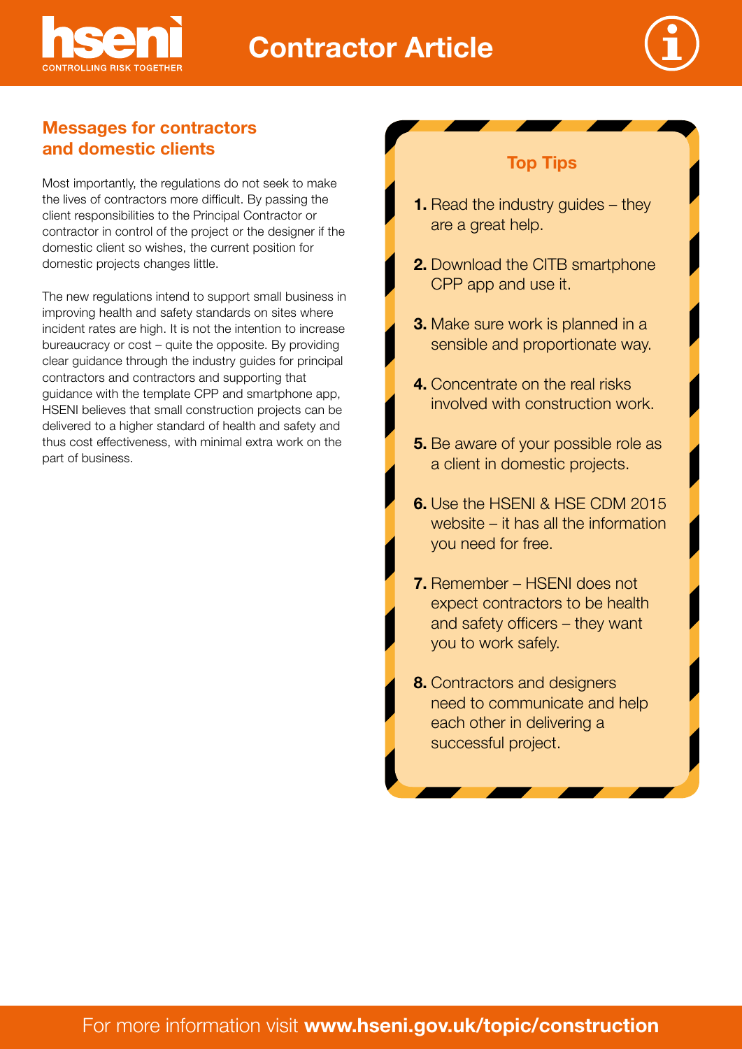# Contractor Article

## Messages for contractors and domestic clients

Most importantly, the regulations do not seek to make the lives of contractors more difficult. By passing the client responsibilities to the Principal Contractor or contractor in control of the project or the designer if the domestic client so wishes, the current position for domestic projects changes little.

The new regulations intend to support small business in improving health and safety standards on sites where incident rates are high. It is not the intention to increase bureaucracy or cost – quite the opposite. By providing clear guidance through the industry guides for principal contractors and contractors and supporting that guidance with the template CPP and smartphone app, HSENI believes that small construction projects can be delivered to a higher standard of health and safety and thus cost effectiveness, with minimal extra work on the part of business.

### Top Tips

1. Read the industry guides – they are a great help.
2. Download the CITB smartphone CPP app and use it.
3. Make sure work is planned in a sensible and proportionate way.
4. Concentrate on the real risks involved with construction work.
5. Be aware of your possible role as a client in domestic projects.
6. Use the HSENI & HSE CDM 2015 website – it has all the information you need for free.
7. Remember – HSENI does not expect contractors to be health and safety officers – they want you to work safely.
8. Contractors and designers need to communicate and help each other in delivering a successful project.

For more information visit **www.hseni.gov.uk/topic/construction**